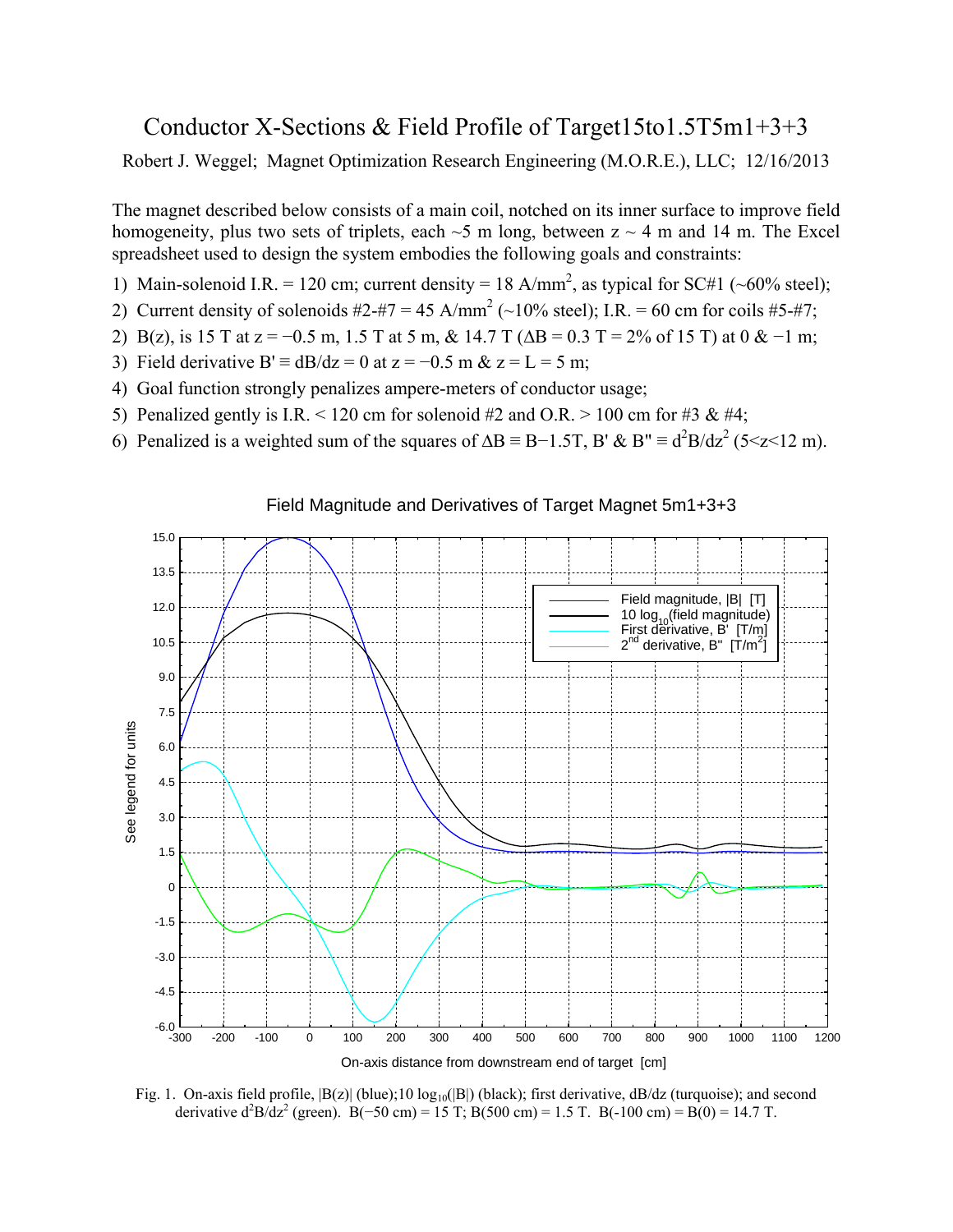# Conductor X-Sections & Field Profile of Target15to1.5T5m1+3+3

Robert J. Weggel; Magnet Optimization Research Engineering (M.O.R.E.), LLC; 12/16/2013

The magnet described below consists of a main coil, notched on its inner surface to improve field homogeneity, plus two sets of triplets, each ~5 m long, between z ~ 4 m and 14 m. The Excel spreadsheet used to design the system embodies the following goals and constraints:

1) Main-solenoid I.R. = 120 cm; current density = 18 A/mm$^2$, as typical for SC#1 (~60% steel);
2) Current density of solenoids #2-#7 = 45 A/mm$^2$ (~10% steel); I.R. = 60 cm for coils #5-#7;
2) B(z), is 15 T at z = −0.5 m, 1.5 T at 5 m, & 14.7 T ($\Delta B$ = 0.3 T = 2% of 15 T) at 0 & −1 m;
3) Field derivative B' ≡ dB/dz = 0 at z = −0.5 m & z = L = 5 m;
4) Goal function strongly penalizes ampere-meters of conductor usage;
5) Penalized gently is I.R. < 120 cm for solenoid #2 and O.R. > 100 cm for #3 & #4;
6) Penalized is a weighted sum of the squares of $\Delta B \equiv B-1.5T$, B' & B" ≡ $d^2B/dz^2$ (5<z<12 m).

Field Magnitude and Derivatives of Target Magnet 5m1+3+3

Fig. 1. On-axis field profile, |B(z)| (blue); 10 log$_{10}$(|B|) (black); first derivative, dB/dz (turquoise); and second derivative $d^2B/dz^2$ (green). B(−50 cm) = 15 T; B(500 cm) = 1.5 T. B(-100 cm) = B(0) = 14.7 T.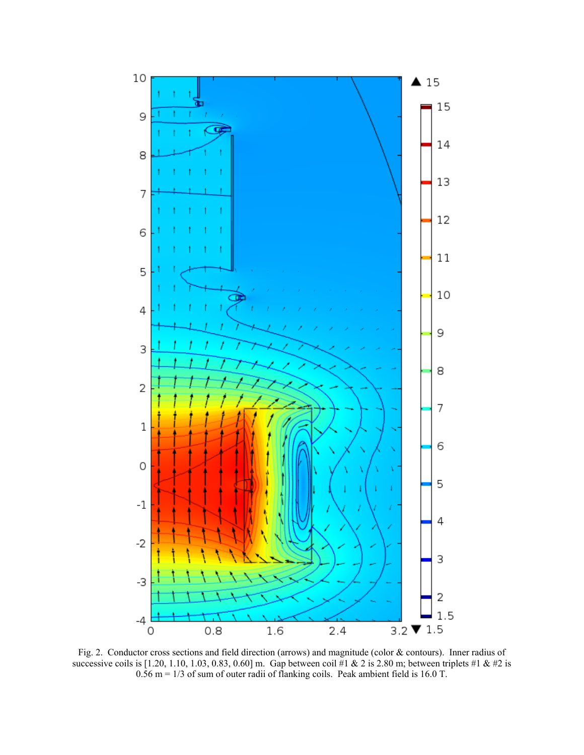10
9
8
7
6
5
4
3
2
1
0
-1
-2
-3
-4
0
0.8
1.6
2.4
3.2

▲ 15
15
14
13
12
11
10
9
8
7
6
5
4
3
2
1.5
▼ 1.5

Fig. 2. Conductor cross sections and field direction (arrows) and magnitude (color & contours). Inner radius of successive coils is [1.20, 1.10, 1.03, 0.83, 0.60] m. Gap between coil #1 & 2 is 2.80 m; between triplets #1 & #2 is 0.56 m = 1/3 of sum of outer radii of flanking coils. Peak ambient field is 16.0 T.